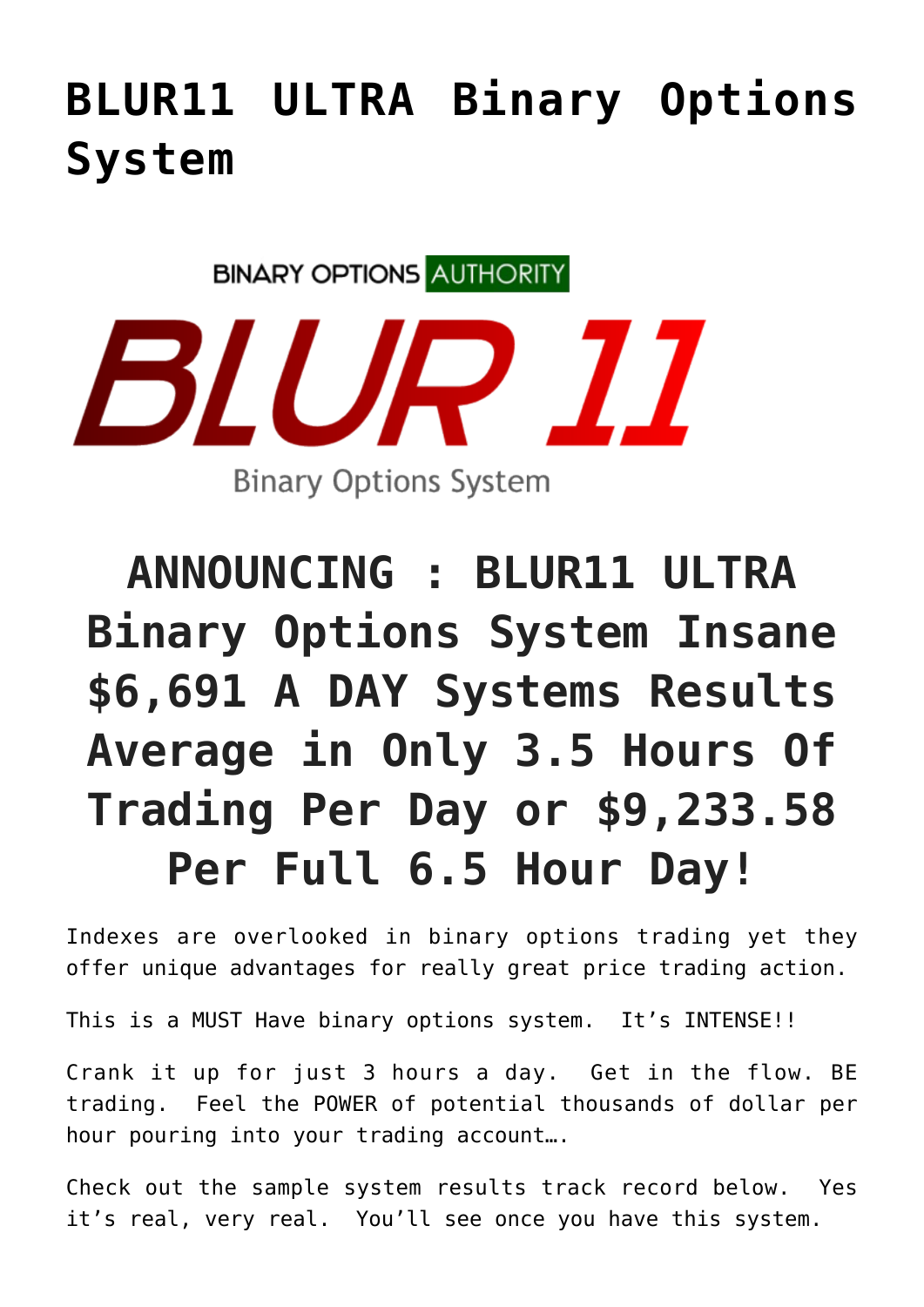# BLUR11 ULTRA Binary Options System

BINARY OPTIONS AUTHORITY

BLUR 11

Binary Options System

## ANNOUNCING : BLUR11 ULTRA Binary Options System Insane $6,691 A DAY Systems Results Average in Only 3.5 Hours Of Trading Per Day or $9,233.58 Per Full 6.5 Hour Day!

Indexes are overlooked in binary options trading yet they offer unique advantages for really great price trading action.

This is a MUST Have binary options system. It's INTENSE!!

Crank it up for just 3 hours a day. Get in the flow. BE trading. Feel the POWER of potential thousands of dollar per hour pouring into your trading account….

Check out the sample system results track record below. Yes it's real, very real. You'll see once you have this system.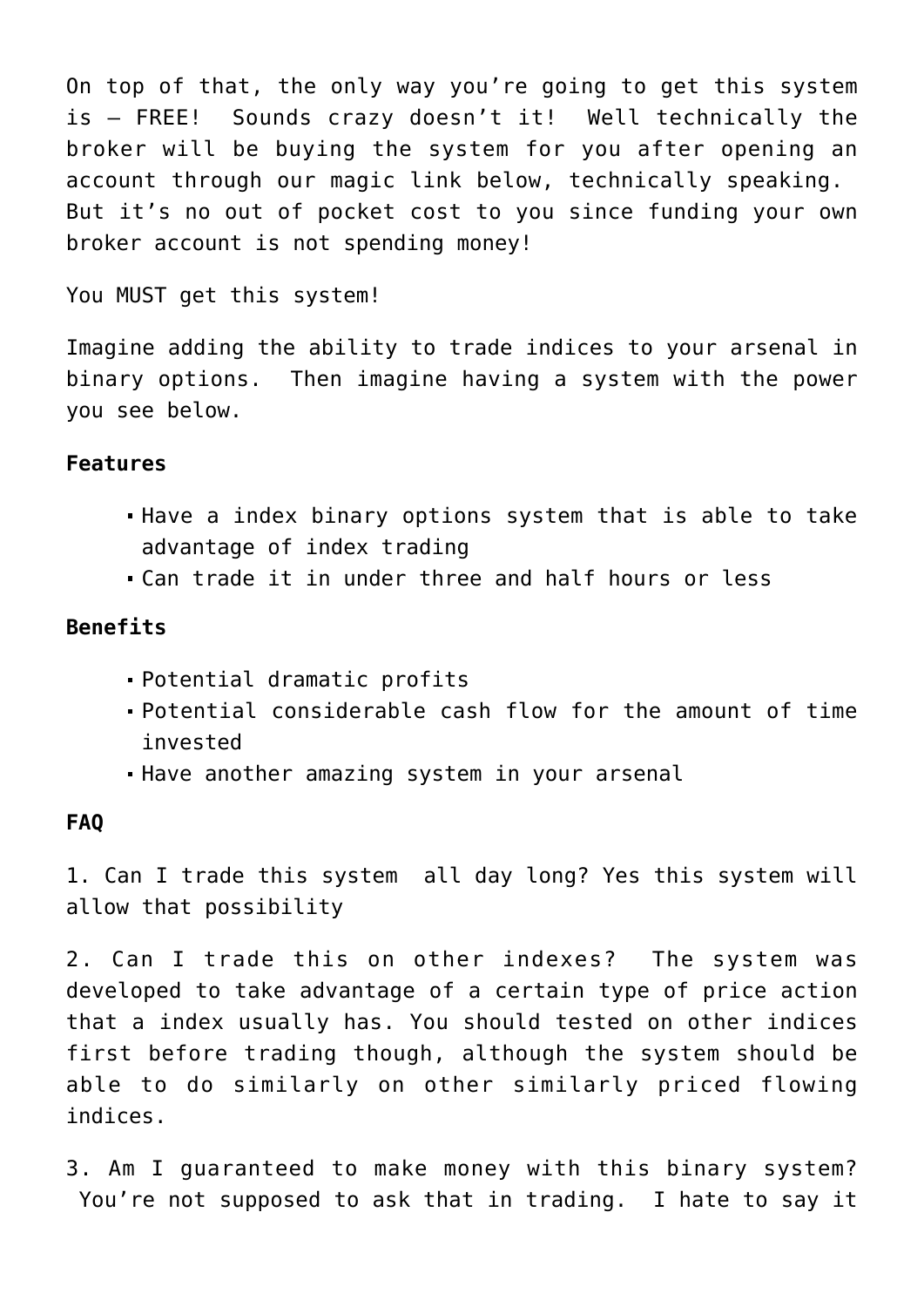On top of that, the only way you're going to get this system is – FREE!  Sounds crazy doesn't it!  Well technically the broker will be buying the system for you after opening an account through our magic link below, technically speaking.  But it's no out of pocket cost to you since funding your own broker account is not spending money!

You MUST get this system!

Imagine adding the ability to trade indices to your arsenal in binary options.  Then imagine having a system with the power you see below.

**Features**

- Have a index binary options system that is able to take advantage of index trading
- Can trade it in under three and half hours or less

**Benefits**

- Potential dramatic profits
- Potential considerable cash flow for the amount of time invested
- Have another amazing system in your arsenal

**FAQ**

1. Can I trade this system  all day long? Yes this system will allow that possibility

2. Can I trade this on other indexes?  The system was developed to take advantage of a certain type of price action that a index usually has. You should tested on other indices first before trading though, although the system should be able to do similarly on other similarly priced flowing indices.

3. Am I guaranteed to make money with this binary system?  You're not supposed to ask that in trading.  I hate to say it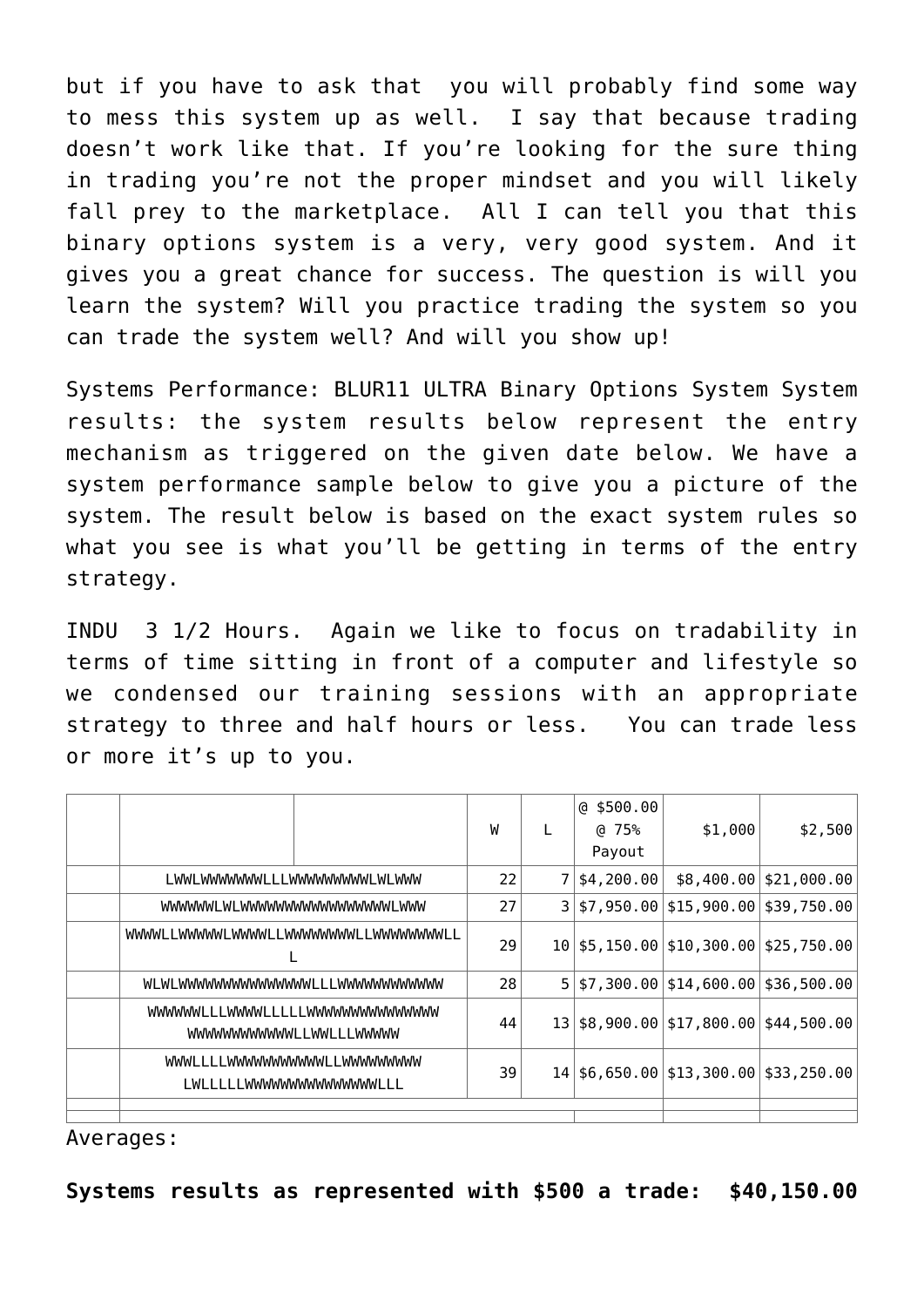but if you have to ask that you will probably find some way to mess this system up as well. I say that because trading doesn't work like that. If you're looking for the sure thing in trading you're not the proper mindset and you will likely fall prey to the marketplace. All I can tell you that this binary options system is a very, very good system. And it gives you a great chance for success. The question is will you learn the system? Will you practice trading the system so you can trade the system well? And will you show up!

Systems Performance: BLUR11 ULTRA Binary Options System System results: the system results below represent the entry mechanism as triggered on the given date below. We have a system performance sample below to give you a picture of the system. The result below is based on the exact system rules so what you see is what you'll be getting in terms of the entry strategy.

INDU 3 1/2 Hours. Again we like to focus on tradability in terms of time sitting in front of a computer and lifestyle so we condensed our training sessions with an appropriate strategy to three and half hours or less. You can trade less or more it's up to you.

| | | | W | L | @ $500.00 @ 75% Payout | $1,000 | $2,500 |
|---|---|---|---|---|---|---|---|
| | LWWLWWWWWWWLLLWWWWWWWWWLWLWWW | | 22 | 7 | $4,200.00 | $8,400.00 | $21,000.00 |
| | WWWWWWLWLWWWWWWWWWWWWWWWWWLWWW | | 27 | 3 | $7,950.00 | $15,900.00 | $39,750.00 |
| | WWWWLLWWWWWWLWWWWLLWWWWWWWWLLWWWWWWWWWLL L | | 29 | 10 | $5,150.00 | $10,300.00 | $25,750.00 |
| | WLWLWWWWWWWWWWWWWWWLLLWWWWWWWWWWWWW | | 28 | 5 | $7,300.00 | $14,600.00 | $36,500.00 |
| | WWWWWWLLLWWWWLLLLLWWWWWWWWWWWWWWW WWWWWWWWWWWWWLLWWLLLWWWWW | | 44 | 13 | $8,900.00 | $17,800.00 | $44,500.00 |
| | WWWLLLLWWWWWWWWWWWWLLWWWWWWWWWW LWLLLLLWWWWWWWWWWWWWWWWLLL | | 39 | 14 | $6,650.00 | $13,300.00 | $33,250.00 |
| | | | | | | | |
| | | | | | | | |

Averages:

**Systems results as represented with $500 a trade: $40,150.00**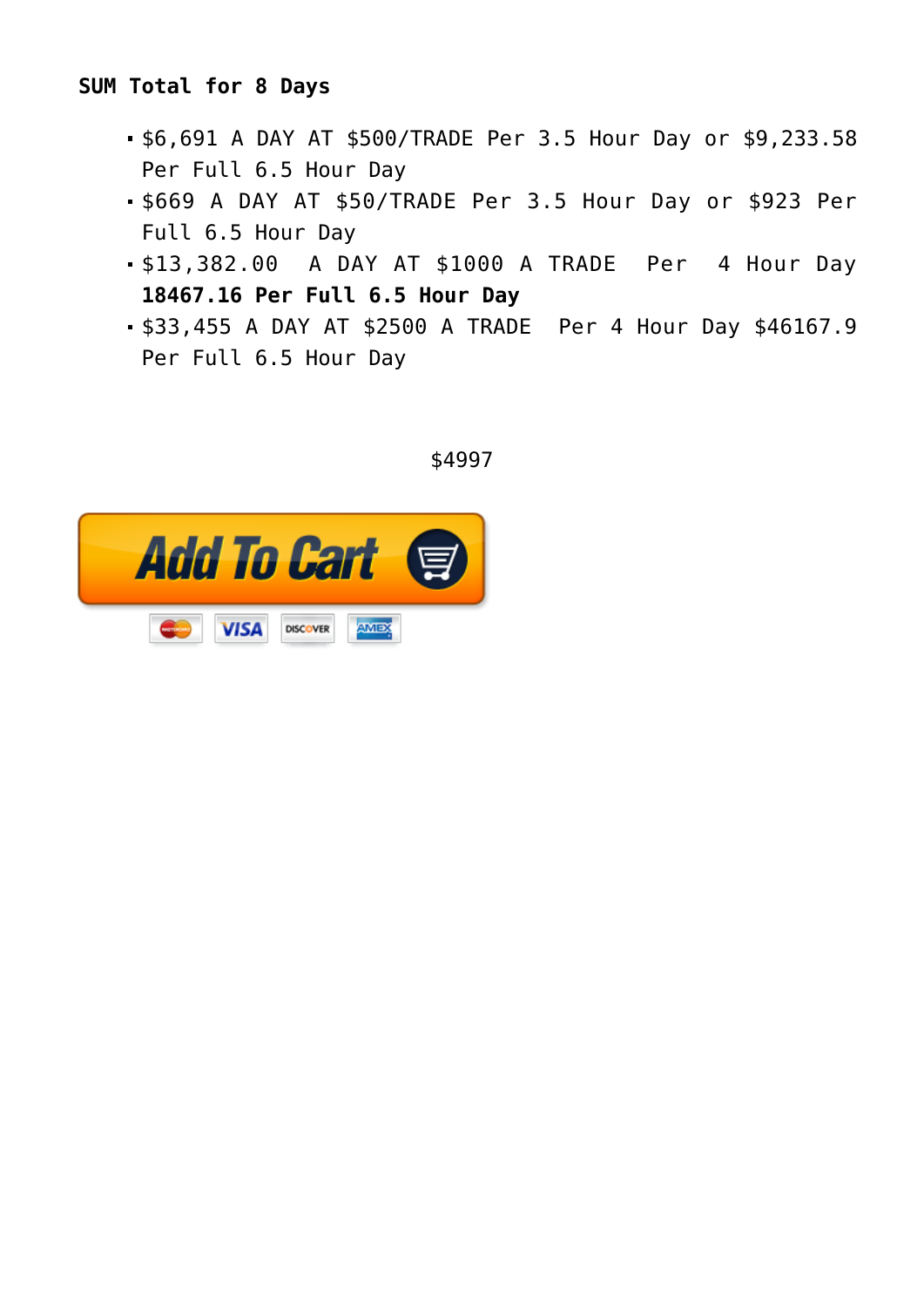**SUM Total for 8 Days**

- $6,691 A DAY AT $500/TRADE Per 3.5 Hour Day or $9,233.58 Per Full 6.5 Hour Day
- $669 A DAY AT $50/TRADE Per 3.5 Hour Day or $923 Per Full 6.5 Hour Day
- $13,382.00 A DAY AT $1000 A TRADE Per 4 Hour Day **18467.16 Per Full 6.5 Hour Day**
- $33,455 A DAY AT $2500 A TRADE Per 4 Hour Day $46167.9 Per Full 6.5 Hour Day

$4997

Add To Cart